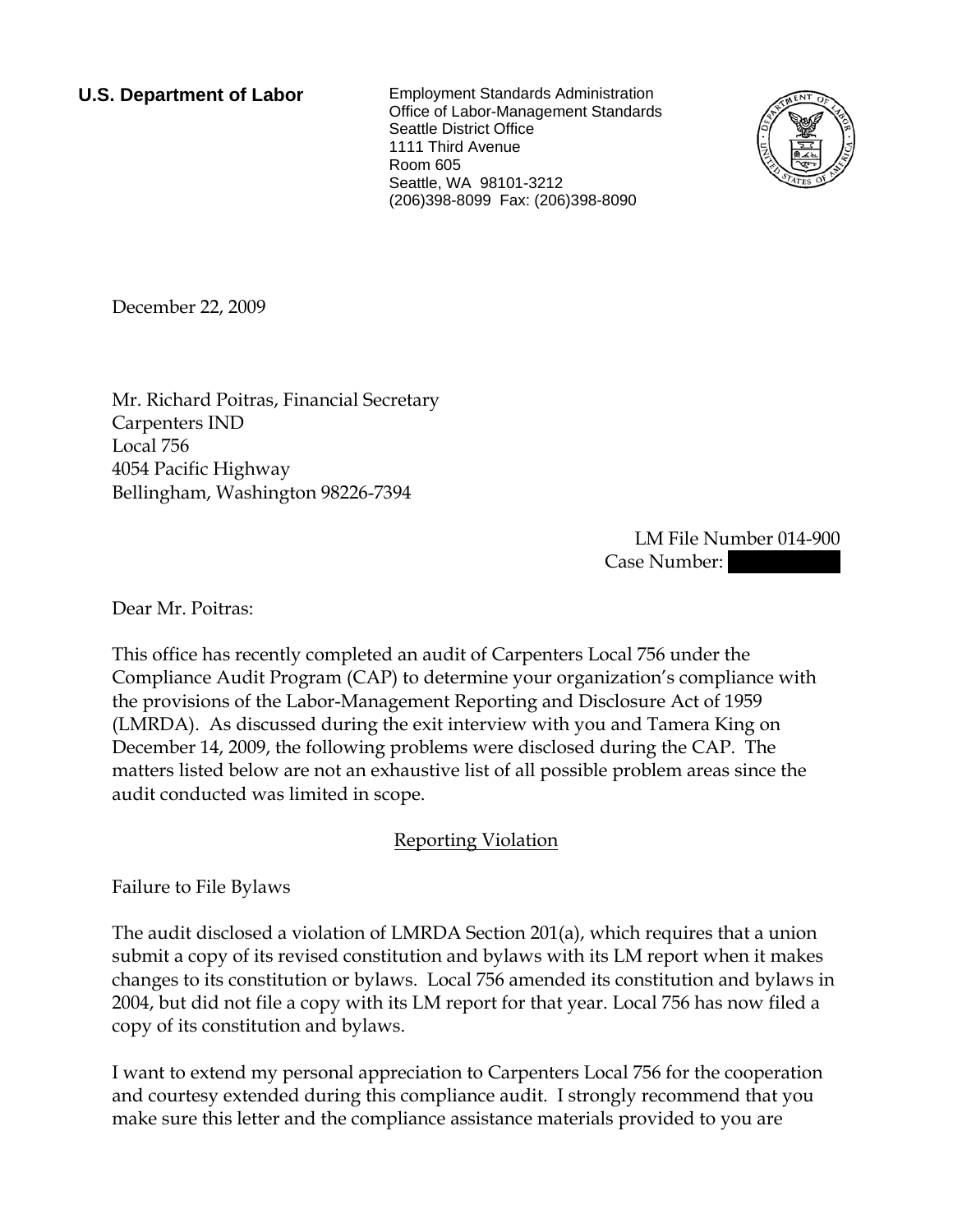**U.S. Department of Labor**

Employment Standards Administration
Office of Labor-Management Standards
Seattle District Office
1111 Third Avenue
Room 605
Seattle, WA 98101-3212
(206)398-8099 Fax: (206)398-8090

December 22, 2009

Mr. Richard Poitras, Financial Secretary
Carpenters IND
Local 756
4054 Pacific Highway
Bellingham, Washington 98226-7394

LM File Number 014-900
Case Number:

Dear Mr. Poitras:

This office has recently completed an audit of Carpenters Local 756 under the Compliance Audit Program (CAP) to determine your organization's compliance with the provisions of the Labor-Management Reporting and Disclosure Act of 1959 (LMRDA). As discussed during the exit interview with you and Tamera King on December 14, 2009, the following problems were disclosed during the CAP. The matters listed below are not an exhaustive list of all possible problem areas since the audit conducted was limited in scope.

## Reporting Violation

Failure to File Bylaws

The audit disclosed a violation of LMRDA Section 201(a), which requires that a union submit a copy of its revised constitution and bylaws with its LM report when it makes changes to its constitution or bylaws. Local 756 amended its constitution and bylaws in 2004, but did not file a copy with its LM report for that year. Local 756 has now filed a copy of its constitution and bylaws.

I want to extend my personal appreciation to Carpenters Local 756 for the cooperation and courtesy extended during this compliance audit. I strongly recommend that you make sure this letter and the compliance assistance materials provided to you are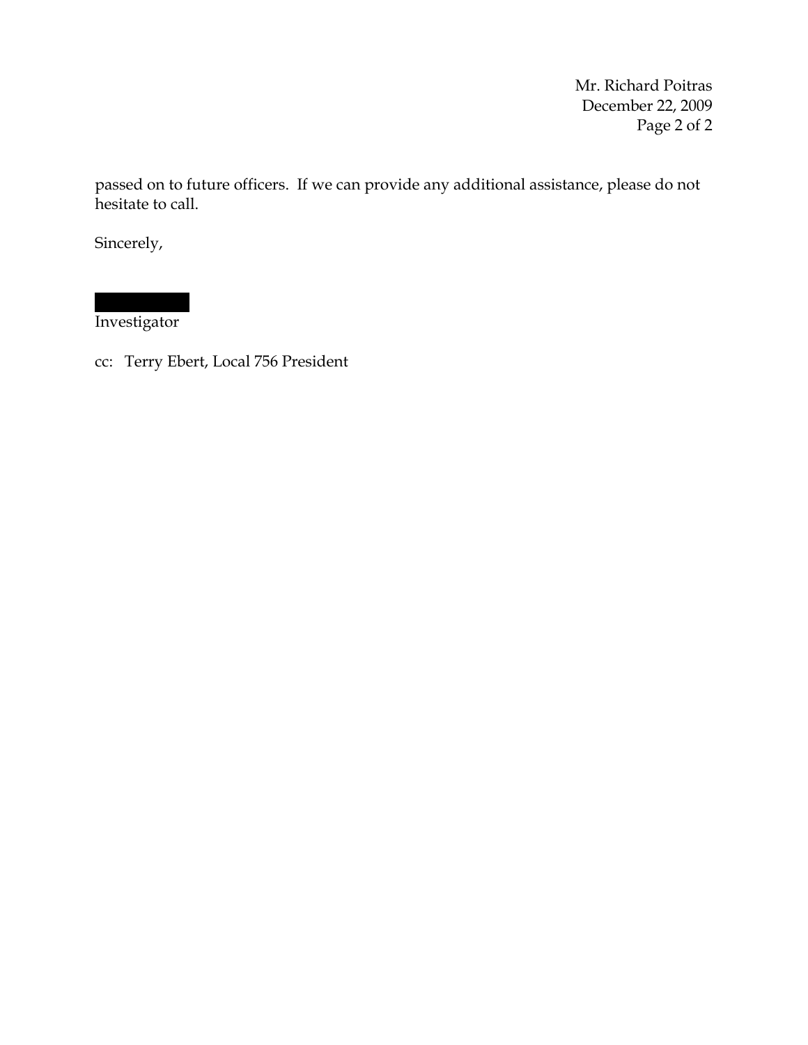passed on to future officers. If we can provide any additional assistance, please do not hesitate to call.

Sincerely,

Investigator

cc: Terry Ebert, Local 756 President